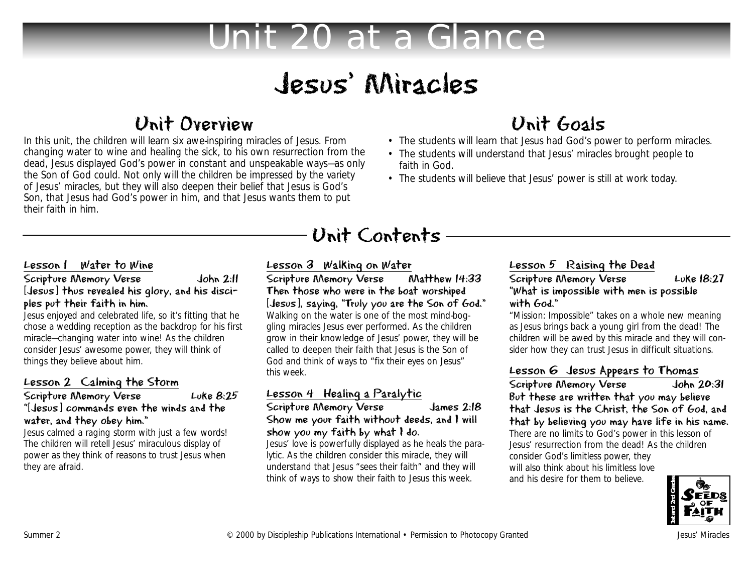# Unit 20 at a Glance

# Jesus' Miracles

## Unit Overview

In this unit, the children will learn six awe-inspiring miracles of Jesus. From changing water to wine and healing the sick, to his own resurrection from the dead, Jesus displayed God's power in constant and unspeakable ways—as only the Son of God could. Not only will the children be impressed by the variety of Jesus' miracles, but they will also deepen their belief that Jesus is God's Son, that Jesus had God's power in him, and that Jesus wants them to put their faith in him.

## Unit Goals

- The students will learn that Jesus had God's power to perform miracles.
- The students will understand that Jesus' miracles brought people to faith in God.
- The students will believe that Jesus' power is still at work today.

## Unit Contents

### Lesson 1 Water to Wine

**Scripture Memory Verse** John 2:11

**[Jesus] thus revealed his glory, and his disciples put their faith in him.**

Jesus enjoyed and celebrated life, so it's fitting that he chose a wedding reception as the backdrop for his first miracle—changing water into wine! As the children consider Jesus' awesome power, they will think of things they believe about him.

### Lesson 2 Calming the Storm

**Scripture Memory Verse** Luke 8:25

**"[Jesus] commands even the winds and the water, and they obey him."**

Jesus calmed a raging storm with just a few words! The children will retell Jesus' miraculous display of power as they think of reasons to trust Jesus when they are afraid.

### Lesson 3 Walking on Water

**Scripture Memory Verse** Matthew 14:33

**Then those who were in the boat worshiped [Jesus], saying, "Truly you are the Son of God."**

Walking on the water is one of the most mind-boggling miracles Jesus ever performed. As the children grow in their knowledge of Jesus' power, they will be called to deepen their faith that Jesus is the Son of God and think of ways to "fix their eyes on Jesus" this week.

### Lesson 4 Healing a Paralytic

**Scripture Memory Verse** James 2:18

**Show me your faith without deeds, and I will show you my faith by what I do.**

Jesus' love is powerfully displayed as he heals the paralytic. As the children consider this miracle, they will understand that Jesus "sees their faith" and they will think of ways to show their faith to Jesus this week.

### Lesson 5 Raising the Dead

**Scripture Memory Verse** Luke 18:27

**"What is impossible with men is possible with God."**

"Mission: Impossible" takes on a whole new meaning as Jesus brings back a young girl from the dead! The children will be awed by this miracle and they will consider how they can trust Jesus in difficult situations.

### Lesson 6 Jesus Appears to Thomas

**Scripture Memory Verse** John 20:31

**But these are written that you may believe that Jesus is the Christ, the Son of God, and that by believing you may have life in his name.**

There are no limits to God's power in this lesson of Jesus' resurrection from the dead! As the children consider God's limitless power, they will also think about his limitless love and his desire for them to believe.

Summer 2 © 2000 by Discipleship Publications International • Permission to Photocopy Granted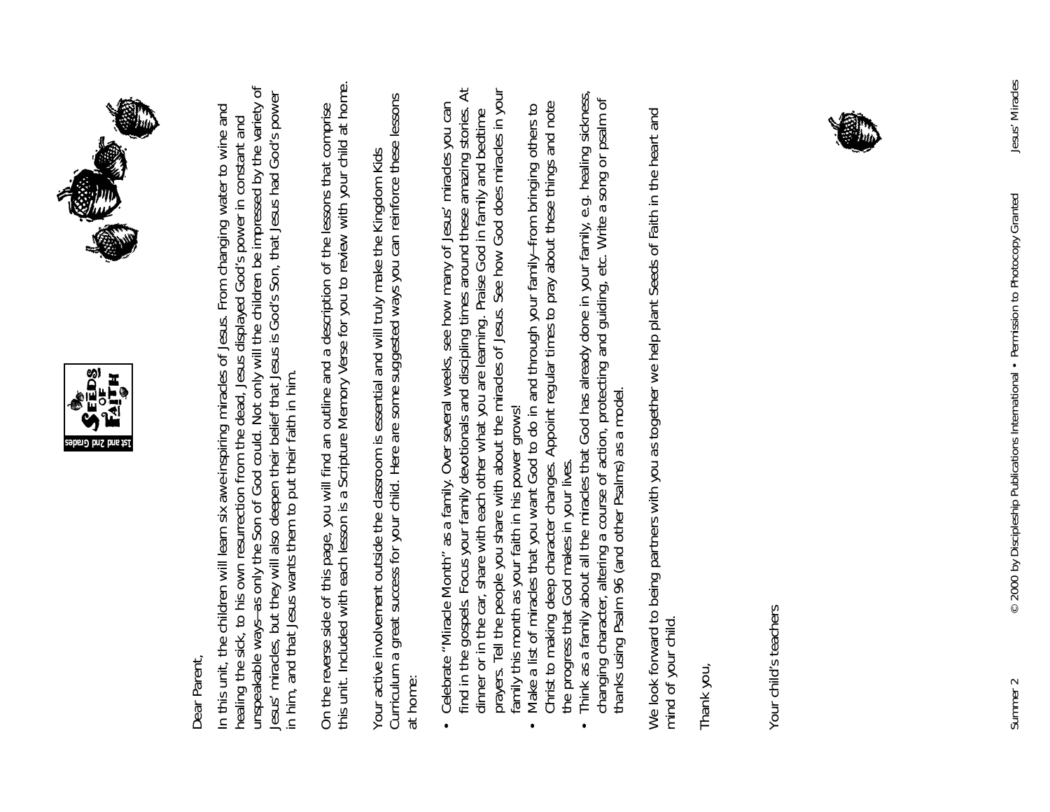Dear Parent,

In this unit, the children will learn six awe-inspiring miracles of Jesus. From changing water to wine and healing the sick, to his own resurrection from the dead, Jesus displayed God's power in constant and unspeakable ways—as only the Son of God could. Not only will the children be impressed by the variety of Jesus' miracles, but they will also deepen their belief that Jesus is God's Son, that Jesus had God's power in him, and that Jesus wants them to put their faith in him.

On the reverse side of this page, you will find an outline and a description of the lessons that comprise this unit. Included with each lesson is a Scripture Memory Verse for you to review with your child at home.

Your active involvement outside the classroom is essential and will truly make the Kingdom Kids Curriculum a great success for your child. Here are some suggested ways you can reinforce these lessons at home:

- Celebrate "Miracle Month" as a family. Over several weeks, see how many of Jesus' miracles you can find in the gospels. Focus your family devotionals and discipling times around these amazing stories. At dinner or in the car, share with each other what you are learning. Praise God in family and bedtime prayers. Tell the people you share with about the miracles of Jesus. See how God does miracles in your family this month as your faith in his power grows!
- Make a list of miracles that you want God to do in and through your family—from bringing others to Christ to making deep character changes. Appoint regular times to pray about these things and note the progress that God makes in your lives.
- Think as a family about all the miracles that God has already done in your family, e.g. healing sickness, changing character, altering a course of action, protecting and guiding, etc. Write a song or psalm of thanks using Psalm 96 (and other Psalms) as a model.

We look forward to being partners with you as together we help plant Seeds of Faith in the heart and mind of your child.

Thank you,

Your child's teachers